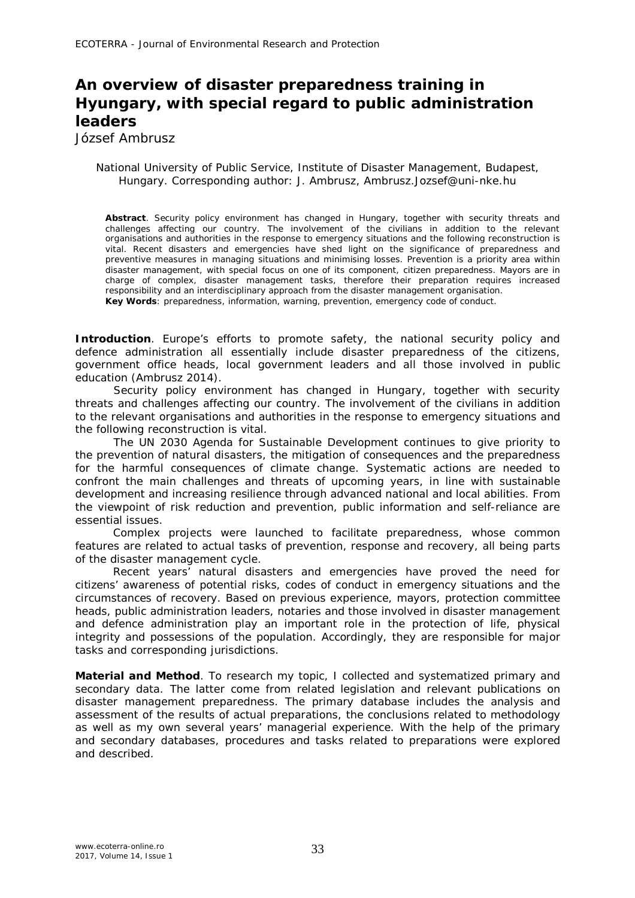# An overview of disaster preparedness training in Hyungary, with special regard to public administration leaders

József Ambrusz

National University of Public Service, Institute of Disaster Management, Budapest, Hungary. Corresponding author: J. Ambrusz, Ambrusz.Jozsef@uni-nke.hu

**Abstract**. Security policy environment has changed in Hungary, together with security threats and challenges affecting our country. The involvement of the civilians in addition to the relevant organisations and authorities in the response to emergency situations and the following reconstruction is vital. Recent disasters and emergencies have shed light on the significance of preparedness and preventive measures in managing situations and minimising losses. Prevention is a priority area within disaster management, with special focus on one of its component, citizen preparedness. Mayors are in charge of complex, disaster management tasks, therefore their preparation requires increased responsibility and an interdisciplinary approach from the disaster management organisation.

**Key Words**: preparedness, information, warning, prevention, emergency code of conduct.

**Introduction**. Europe's efforts to promote safety, the national security policy and defence administration all essentially include disaster preparedness of the citizens, government office heads, local government leaders and all those involved in public education (Ambrusz 2014).

Security policy environment has changed in Hungary, together with security threats and challenges affecting our country. The involvement of the civilians in addition to the relevant organisations and authorities in the response to emergency situations and the following reconstruction is vital.

The UN 2030 Agenda for Sustainable Development continues to give priority to the prevention of natural disasters, the mitigation of consequences and the preparedness for the harmful consequences of climate change. Systematic actions are needed to confront the main challenges and threats of upcoming years, in line with sustainable development and increasing resilience through advanced national and local abilities. From the viewpoint of risk reduction and prevention, public information and self-reliance are essential issues.

Complex projects were launched to facilitate preparedness, whose common features are related to actual tasks of prevention, response and recovery, all being parts of the disaster management cycle.

Recent years' natural disasters and emergencies have proved the need for citizens' awareness of potential risks, codes of conduct in emergency situations and the circumstances of recovery. Based on previous experience, mayors, protection committee heads, public administration leaders, notaries and those involved in disaster management and defence administration play an important role in the protection of life, physical integrity and possessions of the population. Accordingly, they are responsible for major tasks and corresponding jurisdictions.

**Material and Method**. To research my topic, I collected and systematized primary and secondary data. The latter come from related legislation and relevant publications on disaster management preparedness. The primary database includes the analysis and assessment of the results of actual preparations, the conclusions related to methodology as well as my own several years' managerial experience. With the help of the primary and secondary databases, procedures and tasks related to preparations were explored and described.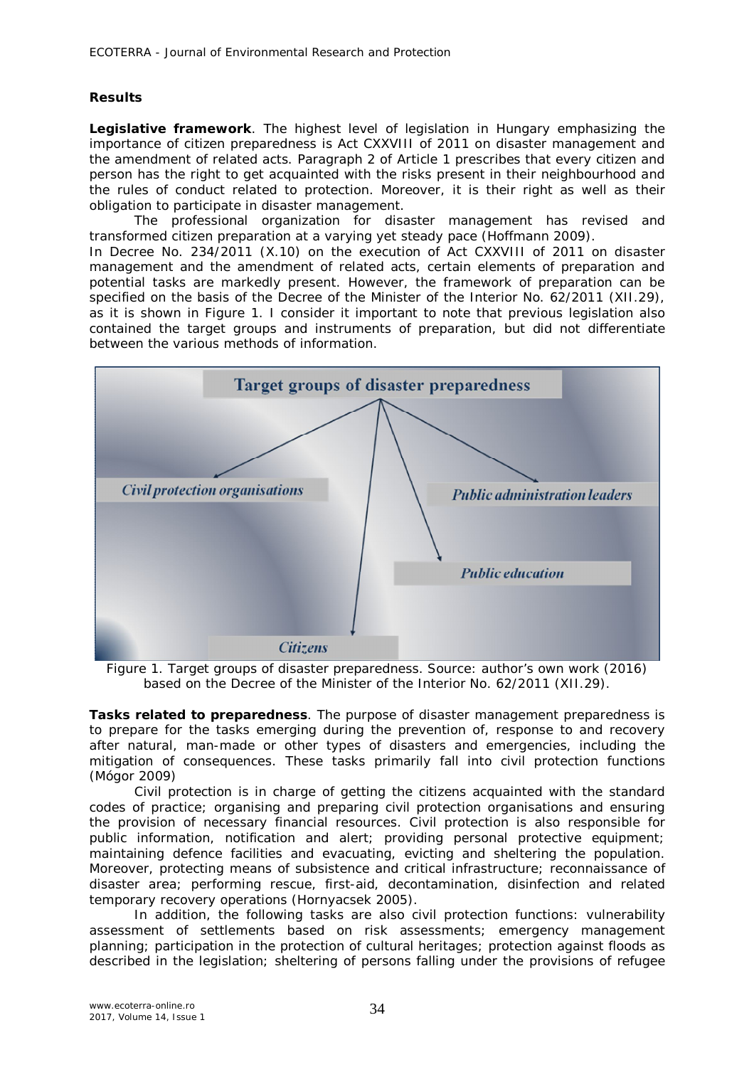## Results

**Legislative framework**. The highest level of legislation in Hungary emphasizing the importance of citizen preparedness is Act CXXVIII of 2011 on disaster management and the amendment of related acts. Paragraph 2 of Article 1 prescribes that every citizen and person has the right to get acquainted with the risks present in their neighbourhood and the rules of conduct related to protection. Moreover, it is their right as well as their obligation to participate in disaster management.

The professional organization for disaster management has revised and transformed citizen preparation at a varying yet steady pace (Hoffmann 2009).

In Decree No. 234/2011 (X.10) on the execution of Act CXXVIII of 2011 on disaster management and the amendment of related acts, certain elements of preparation and potential tasks are markedly present. However, the framework of preparation can be specified on the basis of the Decree of the Minister of the Interior No. 62/2011 (XII.29), as it is shown in Figure 1. I consider it important to note that previous legislation also contained the target groups and instruments of preparation, but did not differentiate between the various methods of information.

Target groups of disaster preparedness

Civil protection organisations

Public administration leaders

Public education

Citizens

Figure 1. Target groups of disaster preparedness. Source: author's own work (2016) based on the Decree of the Minister of the Interior No. 62/2011 (XII.29).

**Tasks related to preparedness**. The purpose of disaster management preparedness is to prepare for the tasks emerging during the prevention of, response to and recovery after natural, man-made or other types of disasters and emergencies, including the mitigation of consequences. These tasks primarily fall into civil protection functions (Mógor 2009)

Civil protection is in charge of getting the citizens acquainted with the standard codes of practice; organising and preparing civil protection organisations and ensuring the provision of necessary financial resources. Civil protection is also responsible for public information, notification and alert; providing personal protective equipment; maintaining defence facilities and evacuating, evicting and sheltering the population. Moreover, protecting means of subsistence and critical infrastructure; reconnaissance of disaster area; performing rescue, first-aid, decontamination, disinfection and related temporary recovery operations (Hornyacsek 2005).

In addition, the following tasks are also civil protection functions: vulnerability assessment of settlements based on risk assessments; emergency management planning; participation in the protection of cultural heritages; protection against floods as described in the legislation; sheltering of persons falling under the provisions of refugee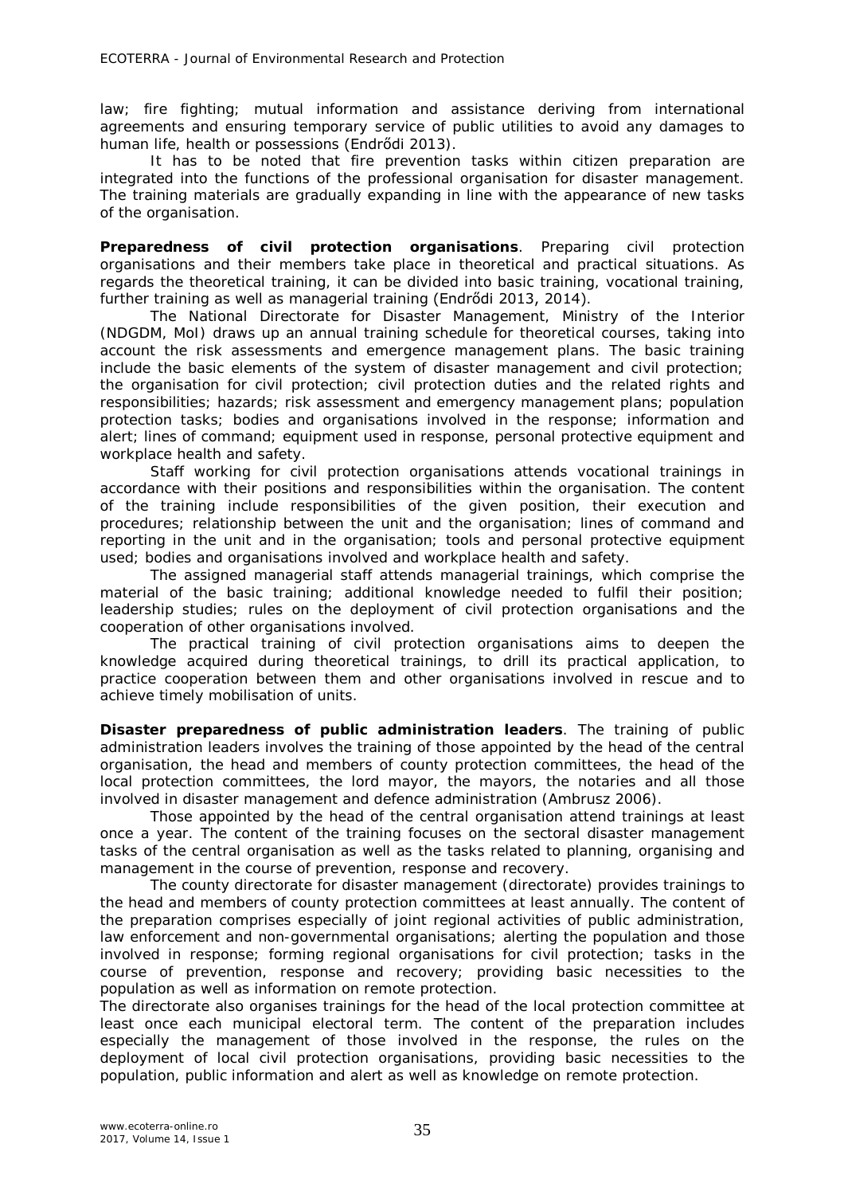law; fire fighting; mutual information and assistance deriving from international agreements and ensuring temporary service of public utilities to avoid any damages to human life, health or possessions (Endrődi 2013).

It has to be noted that fire prevention tasks within citizen preparation are integrated into the functions of the professional organisation for disaster management. The training materials are gradually expanding in line with the appearance of new tasks of the organisation.

**Preparedness of civil protection organisations**. Preparing civil protection organisations and their members take place in theoretical and practical situations. As regards the theoretical training, it can be divided into basic training, vocational training, further training as well as managerial training (Endrődi 2013, 2014).

The National Directorate for Disaster Management, Ministry of the Interior (NDGDM, MoI) draws up an annual training schedule for theoretical courses, taking into account the risk assessments and emergence management plans. The basic training include the basic elements of the system of disaster management and civil protection; the organisation for civil protection; civil protection duties and the related rights and responsibilities; hazards; risk assessment and emergency management plans; population protection tasks; bodies and organisations involved in the response; information and alert; lines of command; equipment used in response, personal protective equipment and workplace health and safety.

Staff working for civil protection organisations attends vocational trainings in accordance with their positions and responsibilities within the organisation. The content of the training include responsibilities of the given position, their execution and procedures; relationship between the unit and the organisation; lines of command and reporting in the unit and in the organisation; tools and personal protective equipment used; bodies and organisations involved and workplace health and safety.

The assigned managerial staff attends managerial trainings, which comprise the material of the basic training; additional knowledge needed to fulfil their position; leadership studies; rules on the deployment of civil protection organisations and the cooperation of other organisations involved.

The practical training of civil protection organisations aims to deepen the knowledge acquired during theoretical trainings, to drill its practical application, to practice cooperation between them and other organisations involved in rescue and to achieve timely mobilisation of units.

**Disaster preparedness of public administration leaders**. The training of public administration leaders involves the training of those appointed by the head of the central organisation, the head and members of county protection committees, the head of the local protection committees, the lord mayor, the mayors, the notaries and all those involved in disaster management and defence administration (Ambrusz 2006).

Those appointed by the head of the central organisation attend trainings at least once a year. The content of the training focuses on the sectoral disaster management tasks of the central organisation as well as the tasks related to planning, organising and management in the course of prevention, response and recovery.

The county directorate for disaster management (directorate) provides trainings to the head and members of county protection committees at least annually. The content of the preparation comprises especially of joint regional activities of public administration, law enforcement and non-governmental organisations; alerting the population and those involved in response; forming regional organisations for civil protection; tasks in the course of prevention, response and recovery; providing basic necessities to the population as well as information on remote protection.

The directorate also organises trainings for the head of the local protection committee at least once each municipal electoral term. The content of the preparation includes especially the management of those involved in the response, the rules on the deployment of local civil protection organisations, providing basic necessities to the population, public information and alert as well as knowledge on remote protection.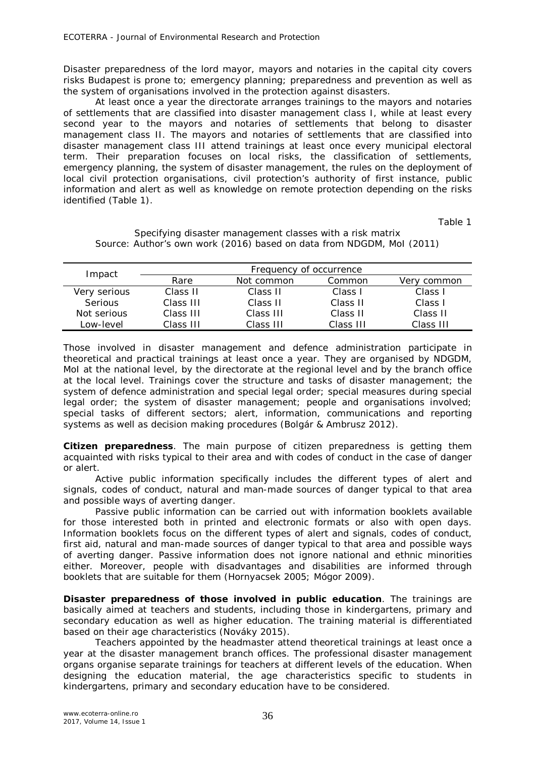Disaster preparedness of the lord mayor, mayors and notaries in the capital city covers risks Budapest is prone to; emergency planning; preparedness and prevention as well as the system of organisations involved in the protection against disasters.

At least once a year the directorate arranges trainings to the mayors and notaries of settlements that are classified into disaster management class I, while at least every second year to the mayors and notaries of settlements that belong to disaster management class II. The mayors and notaries of settlements that are classified into disaster management class III attend trainings at least once every municipal electoral term. Their preparation focuses on local risks, the classification of settlements, emergency planning, the system of disaster management, the rules on the deployment of local civil protection organisations, civil protection's authority of first instance, public information and alert as well as knowledge on remote protection depending on the risks identified (Table 1).

Table 1

Specifying disaster management classes with a risk matrix
Source: Author's own work (2016) based on data from NDGDM, MoI (2011)

| Impact | Frequency of occurrence | | | |
|---|---|---|---|---|
| | Rare | Not common | Common | Very common |
| Very serious | Class II | Class II | Class I | Class I |
| Serious | Class III | Class II | Class II | Class I |
| Not serious | Class III | Class III | Class II | Class II |
| Low-level | Class III | Class III | Class III | Class III |

Those involved in disaster management and defence administration participate in theoretical and practical trainings at least once a year. They are organised by NDGDM, MoI at the national level, by the directorate at the regional level and by the branch office at the local level. Trainings cover the structure and tasks of disaster management; the system of defence administration and special legal order; special measures during special legal order; the system of disaster management; people and organisations involved; special tasks of different sectors; alert, information, communications and reporting systems as well as decision making procedures (Bolgár & Ambrusz 2012).

**Citizen preparedness**. The main purpose of citizen preparedness is getting them acquainted with risks typical to their area and with codes of conduct in the case of danger or alert.

Active public information specifically includes the different types of alert and signals, codes of conduct, natural and man-made sources of danger typical to that area and possible ways of averting danger.

Passive public information can be carried out with information booklets available for those interested both in printed and electronic formats or also with open days. Information booklets focus on the different types of alert and signals, codes of conduct, first aid, natural and man-made sources of danger typical to that area and possible ways of averting danger. Passive information does not ignore national and ethnic minorities either. Moreover, people with disadvantages and disabilities are informed through booklets that are suitable for them (Hornyacsek 2005; Mógor 2009).

**Disaster preparedness of those involved in public education**. The trainings are basically aimed at teachers and students, including those in kindergartens, primary and secondary education as well as higher education. The training material is differentiated based on their age characteristics (Nováky 2015).

Teachers appointed by the headmaster attend theoretical trainings at least once a year at the disaster management branch offices. The professional disaster management organs organise separate trainings for teachers at different levels of the education. When designing the education material, the age characteristics specific to students in kindergartens, primary and secondary education have to be considered.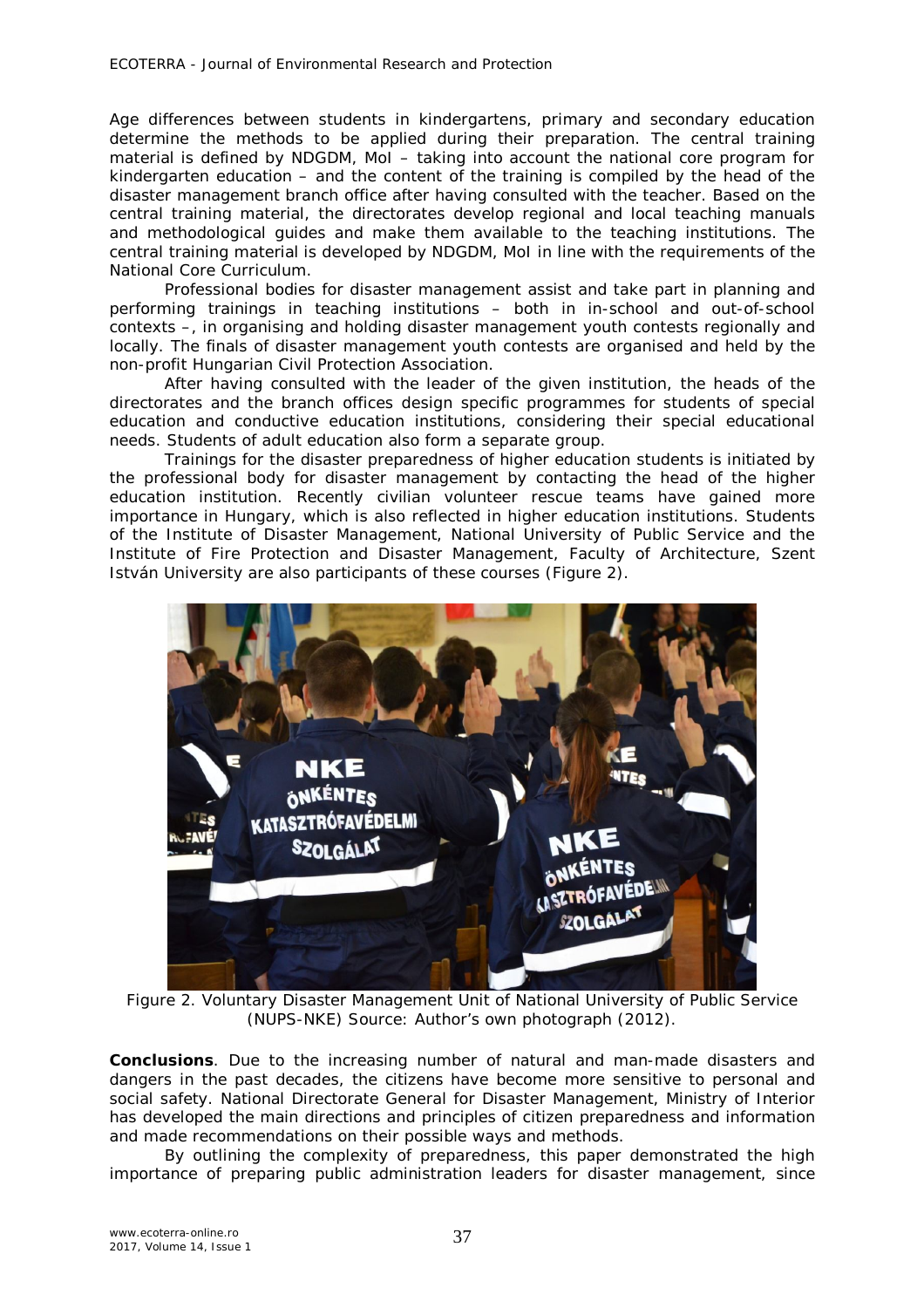Age differences between students in kindergartens, primary and secondary education determine the methods to be applied during their preparation. The central training material is defined by NDGDM, MoI – taking into account the national core program for kindergarten education – and the content of the training is compiled by the head of the disaster management branch office after having consulted with the teacher. Based on the central training material, the directorates develop regional and local teaching manuals and methodological guides and make them available to the teaching institutions. The central training material is developed by NDGDM, MoI in line with the requirements of the National Core Curriculum.

Professional bodies for disaster management assist and take part in planning and performing trainings in teaching institutions – both in in-school and out-of-school contexts –, in organising and holding disaster management youth contests regionally and locally. The finals of disaster management youth contests are organised and held by the non-profit Hungarian Civil Protection Association.

After having consulted with the leader of the given institution, the heads of the directorates and the branch offices design specific programmes for students of special education and conductive education institutions, considering their special educational needs. Students of adult education also form a separate group.

Trainings for the disaster preparedness of higher education students is initiated by the professional body for disaster management by contacting the head of the higher education institution. Recently civilian volunteer rescue teams have gained more importance in Hungary, which is also reflected in higher education institutions. Students of the Institute of Disaster Management, National University of Public Service and the Institute of Fire Protection and Disaster Management, Faculty of Architecture, Szent István University are also participants of these courses (Figure 2).

Figure 2. Voluntary Disaster Management Unit of National University of Public Service (NUPS-NKE) Source: Author's own photograph (2012).

**Conclusions**. Due to the increasing number of natural and man-made disasters and dangers in the past decades, the citizens have become more sensitive to personal and social safety. National Directorate General for Disaster Management, Ministry of Interior has developed the main directions and principles of citizen preparedness and information and made recommendations on their possible ways and methods.

By outlining the complexity of preparedness, this paper demonstrated the high importance of preparing public administration leaders for disaster management, since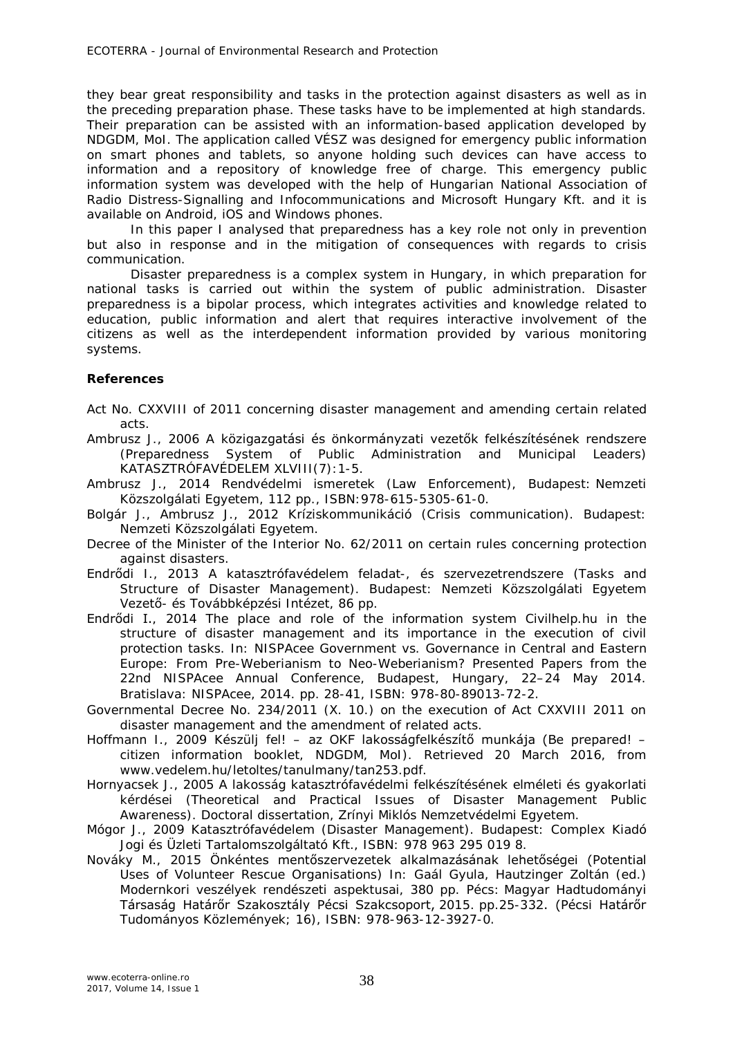they bear great responsibility and tasks in the protection against disasters as well as in the preceding preparation phase. These tasks have to be implemented at high standards. Their preparation can be assisted with an information-based application developed by NDGDM, MoI. The application called VÉSZ was designed for emergency public information on smart phones and tablets, so anyone holding such devices can have access to information and a repository of knowledge free of charge. This emergency public information system was developed with the help of Hungarian National Association of Radio Distress-Signalling and Infocommunications and Microsoft Hungary Kft. and it is available on Android, iOS and Windows phones.

In this paper I analysed that preparedness has a key role not only in prevention but also in response and in the mitigation of consequences with regards to crisis communication.

Disaster preparedness is a complex system in Hungary, in which preparation for national tasks is carried out within the system of public administration. Disaster preparedness is a bipolar process, which integrates activities and knowledge related to education, public information and alert that requires interactive involvement of the citizens as well as the interdependent information provided by various monitoring systems.

**References**

Act No. CXXVIII of 2011 concerning disaster management and amending certain related acts.

Ambrusz J., 2006 A közigazgatási és önkormányzati vezetők felkészítésének rendszere (Preparedness System of Public Administration and Municipal Leaders) KATASZTRÓFAVÉDELEM XLVIII(7):1-5.

Ambrusz J., 2014 Rendvédelmi ismeretek (Law Enforcement), Budapest: Nemzeti Közszolgálati Egyetem, 112 pp., ISBN:978-615-5305-61-0.

Bolgár J., Ambrusz J., 2012 Krízískommunikáció (Crisis communication). Budapest: Nemzeti Közszolgálati Egyetem.

Decree of the Minister of the Interior No. 62/2011 on certain rules concerning protection against disasters.

Endrődi I., 2013 A katasztrófavédelem feladat-, és szervezetrendszere (Tasks and Structure of Disaster Management). Budapest: Nemzeti Közszolgálati Egyetem Vezető- és Továbbképzési Intézet, 86 pp.

Endrődi I., 2014 The place and role of the information system Civilhelp.hu in the structure of disaster management and its importance in the execution of civil protection tasks. In: NISPAcee Government vs. Governance in Central and Eastern Europe: From Pre-Weberianism to Neo-Weberianism? Presented Papers from the 22nd NISPAcee Annual Conference, Budapest, Hungary, 22–24 May 2014. Bratislava: NISPAcee, 2014. pp. 28-41, ISBN: 978-80-89013-72-2.

Governmental Decree No. 234/2011 (X. 10.) on the execution of Act CXXVIII 2011 on disaster management and the amendment of related acts.

Hoffmann I., 2009 Készülj fel! – az OKF lakosságfelkészítő munkája (Be prepared! – citizen information booklet, NDGDM, MoI). Retrieved 20 March 2016, from www.vedelem.hu/letoltes/tanulmany/tan253.pdf.

Hornyacsek J., 2005 A lakosság katasztrófavédelmi felkészítésének elméleti és gyakorlati kérdései (Theoretical and Practical Issues of Disaster Management Public Awareness). Doctoral dissertation, Zrínyi Miklós Nemzetvédelmi Egyetem.

Mógor J., 2009 Katasztrófavédelem (Disaster Management). Budapest: Complex Kiadó Jogi és Üzleti Tartalomszolgáltató Kft., ISBN: 978 963 295 019 8.

Nováky M., 2015 Önkéntes mentőszervezetek alkalmazásának lehetőségei (Potential Uses of Volunteer Rescue Organisations) In: Gaál Gyula, Hautzinger Zoltán (ed.) Modernkori veszélyek rendészeti aspektusai, 380 pp. Pécs: Magyar Hadtudományi Társaság Határőr Szakosztály Pécsi Szakcsoport, 2015. pp.25-332. (Pécsi Határőr Tudományos Közlemények; 16), ISBN: 978-963-12-3927-0.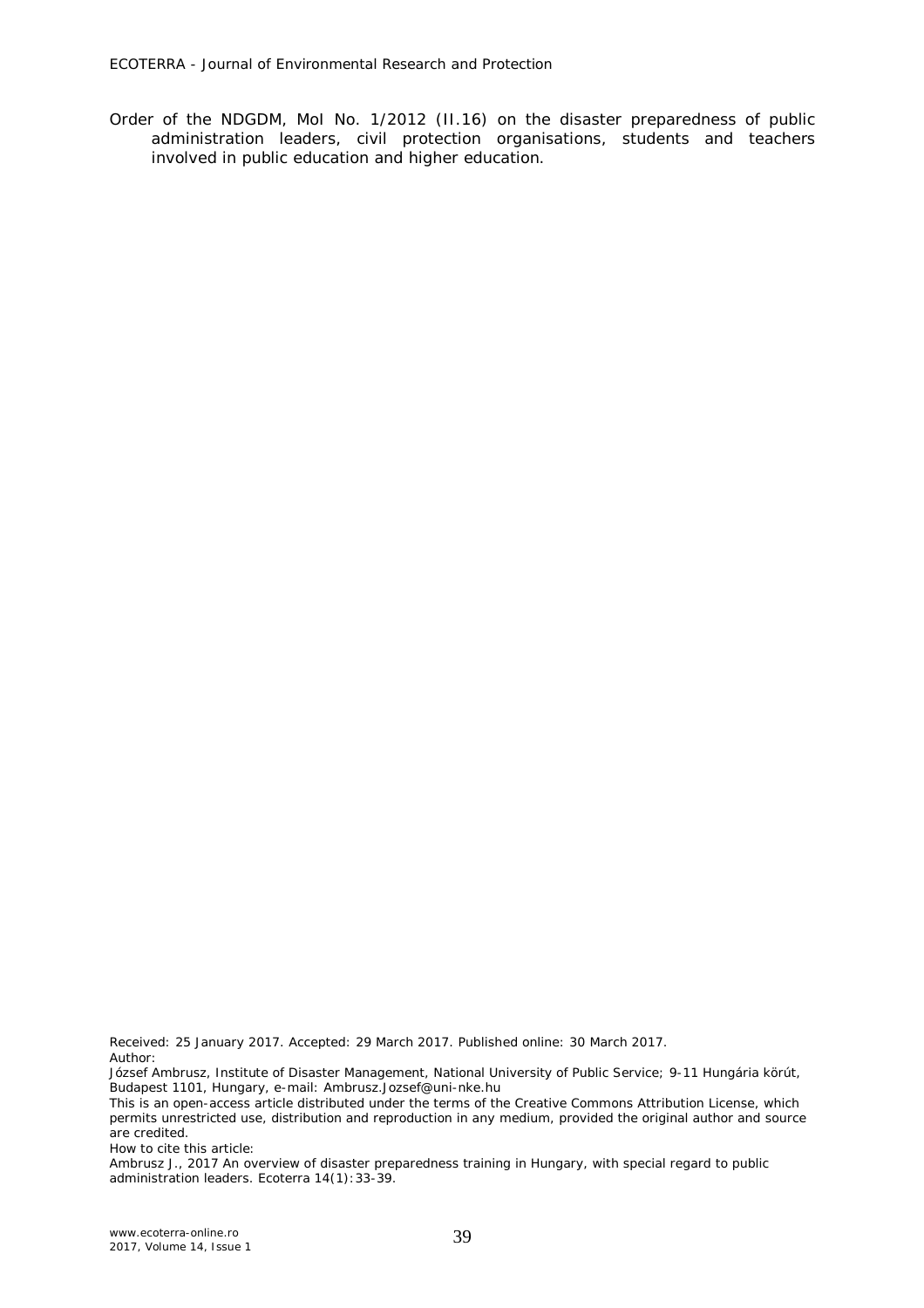Order of the NDGDM, MoI No. 1/2012 (II.16) on the disaster preparedness of public administration leaders, civil protection organisations, students and teachers involved in public education and higher education.

Received: 25 January 2017. Accepted: 29 March 2017. Published online: 30 March 2017.

Author:

József Ambrusz, Institute of Disaster Management, National University of Public Service; 9-11 Hungária körút, Budapest 1101, Hungary, e-mail: Ambrusz.Jozsef@uni-nke.hu

This is an open-access article distributed under the terms of the Creative Commons Attribution License, which permits unrestricted use, distribution and reproduction in any medium, provided the original author and source are credited.

How to cite this article:

Ambrusz J., 2017 An overview of disaster preparedness training in Hungary, with special regard to public administration leaders. Ecoterra 14(1):33-39.